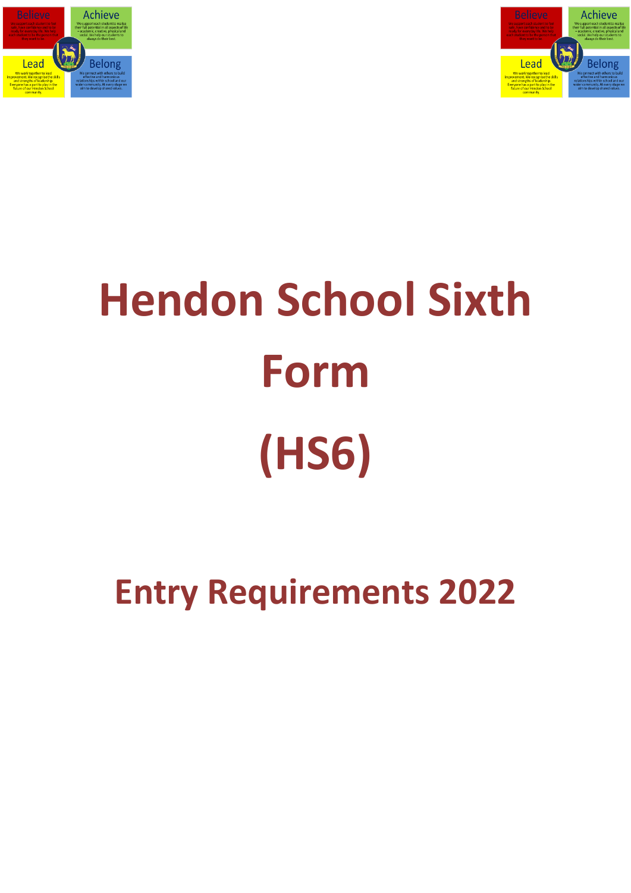# Hendon School Sixth Form

# (HS6)

## Entry Requirements 2022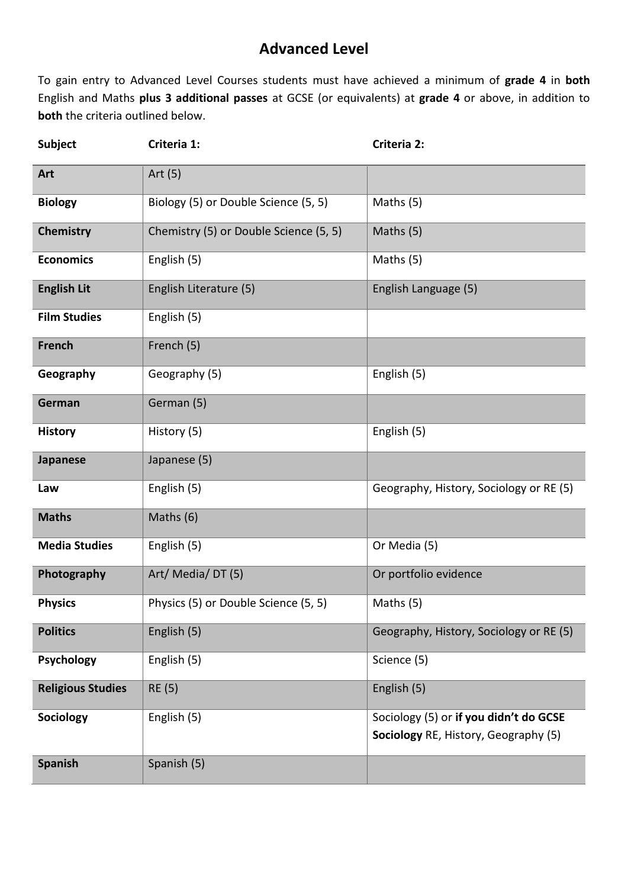# Advanced Level

To gain entry to Advanced Level Courses students must have achieved a minimum of **grade 4** in **both** English and Maths **plus 3 additional passes** at GCSE (or equivalents) at **grade 4** or above, in addition to **both** the criteria outlined below.

| Subject | Criteria 1: | Criteria 2: |
|---|---|---|
| **Art** | Art (5) | |
| **Biology** | Biology (5) or Double Science (5, 5) | Maths (5) |
| **Chemistry** | Chemistry (5) or Double Science (5, 5) | Maths (5) |
| **Economics** | English (5) | Maths (5) |
| **English Lit** | English Literature (5) | English Language (5) |
| **Film Studies** | English (5) | |
| **French** | French (5) | |
| **Geography** | Geography (5) | English (5) |
| **German** | German (5) | |
| **History** | History (5) | English (5) |
| **Japanese** | Japanese (5) | |
| **Law** | English (5) | Geography, History, Sociology or RE (5) |
| **Maths** | Maths (6) | |
| **Media Studies** | English (5) | Or Media (5) |
| **Photography** | Art/ Media/ DT (5) | Or portfolio evidence |
| **Physics** | Physics (5) or Double Science (5, 5) | Maths (5) |
| **Politics** | English (5) | Geography, History, Sociology or RE (5) |
| **Psychology** | English (5) | Science (5) |
| **Religious Studies** | RE (5) | English (5) |
| **Sociology** | English (5) | Sociology (5) or **if you didn't do GCSE Sociology** RE, History, Geography (5) |
| **Spanish** | Spanish (5) | |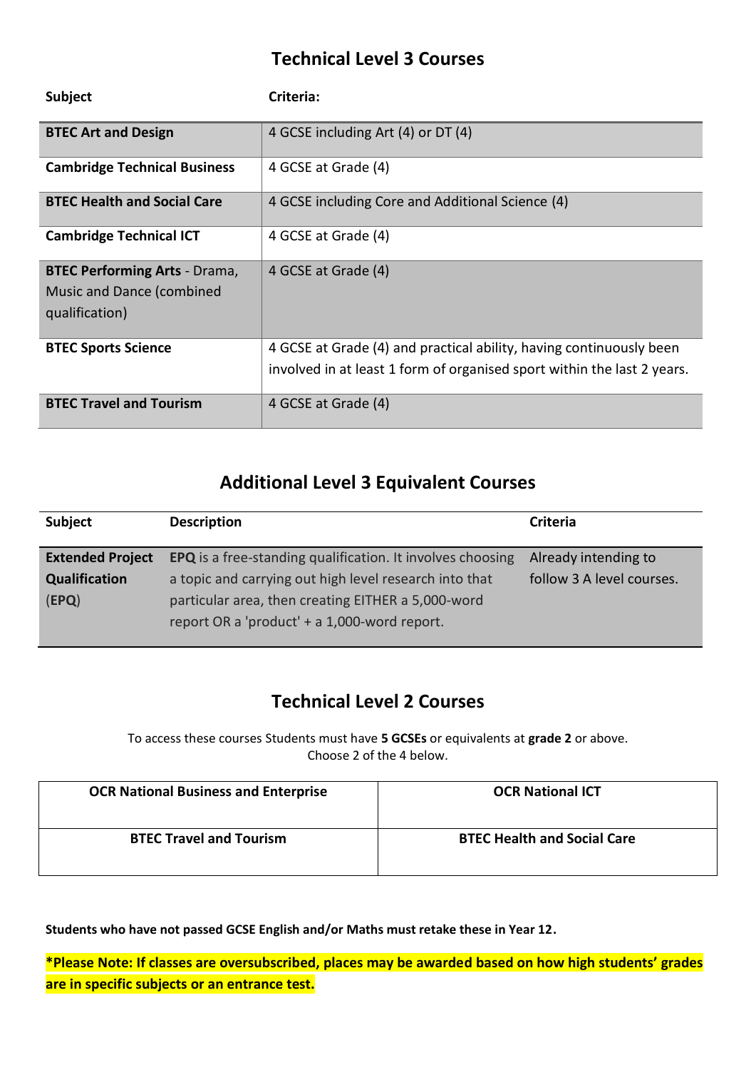## Technical Level 3 Courses

| Subject | Criteria: |
|---|---|
| **BTEC Art and Design** | 4 GCSE including Art (4) or DT (4) |
| **Cambridge Technical Business** | 4 GCSE at Grade (4) |
| **BTEC Health and Social Care** | 4 GCSE including Core and Additional Science (4) |
| **Cambridge Technical ICT** | 4 GCSE at Grade (4) |
| **BTEC Performing Arts** - Drama, Music and Dance (combined qualification) | 4 GCSE at Grade (4) |
| **BTEC Sports Science** | 4 GCSE at Grade (4) and practical ability, having continuously been involved in at least 1 form of organised sport within the last 2 years. |
| **BTEC Travel and Tourism** | 4 GCSE at Grade (4) |

## Additional Level 3 Equivalent Courses

| Subject | Description | Criteria |
|---|---|---|
| **Extended Project Qualification** (**EPQ**) | **EPQ** is a free-standing qualification. It involves choosing a topic and carrying out high level research into that particular area, then creating EITHER a 5,000-word report OR a 'product' + a 1,000-word report. | Already intending to follow 3 A level courses. |

## Technical Level 2 Courses

To access these courses Students must have **5 GCSEs** or equivalents at **grade 2** or above.
Choose 2 of the 4 below.

| | |
|---|---|
| **OCR National Business and Enterprise** | **OCR National ICT** |
| **BTEC Travel and Tourism** | **BTEC Health and Social Care** |

**Students who have not passed GCSE English and/or Maths must retake these in Year 12.**

**\*Please Note: If classes are oversubscribed, places may be awarded based on how high students' grades are in specific subjects or an entrance test.**